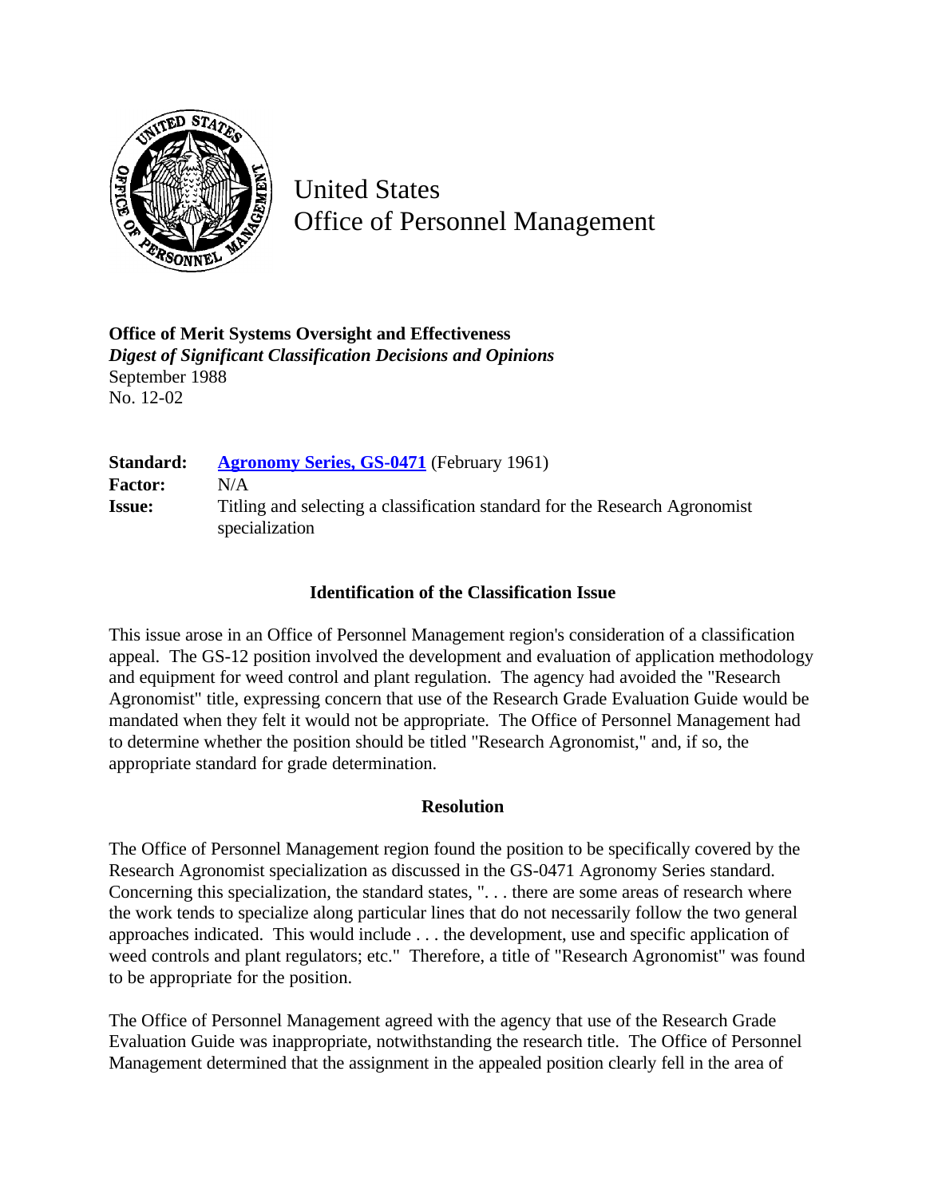United States
Office of Personnel Management

**Office of Merit Systems Oversight and Effectiveness**
***Digest of Significant Classification Decisions and Opinions***
September 1988
No. 12-02

| | |
|---|---|
| **Standard:** | [**Agronomy Series, GS-0471**]() (February 1961) |
| **Factor:** | N/A |
| **Issue:** | Titling and selecting a classification standard for the Research Agronomist specialization |

### Identification of the Classification Issue

This issue arose in an Office of Personnel Management region's consideration of a classification appeal. The GS-12 position involved the development and evaluation of application methodology and equipment for weed control and plant regulation. The agency had avoided the "Research Agronomist" title, expressing concern that use of the Research Grade Evaluation Guide would be mandated when they felt it would not be appropriate. The Office of Personnel Management had to determine whether the position should be titled "Research Agronomist," and, if so, the appropriate standard for grade determination.

### Resolution

The Office of Personnel Management region found the position to be specifically covered by the Research Agronomist specialization as discussed in the GS-0471 Agronomy Series standard. Concerning this specialization, the standard states, ". . . there are some areas of research where the work tends to specialize along particular lines that do not necessarily follow the two general approaches indicated. This would include . . . the development, use and specific application of weed controls and plant regulators; etc." Therefore, a title of "Research Agronomist" was found to be appropriate for the position.

The Office of Personnel Management agreed with the agency that use of the Research Grade Evaluation Guide was inappropriate, notwithstanding the research title. The Office of Personnel Management determined that the assignment in the appealed position clearly fell in the area of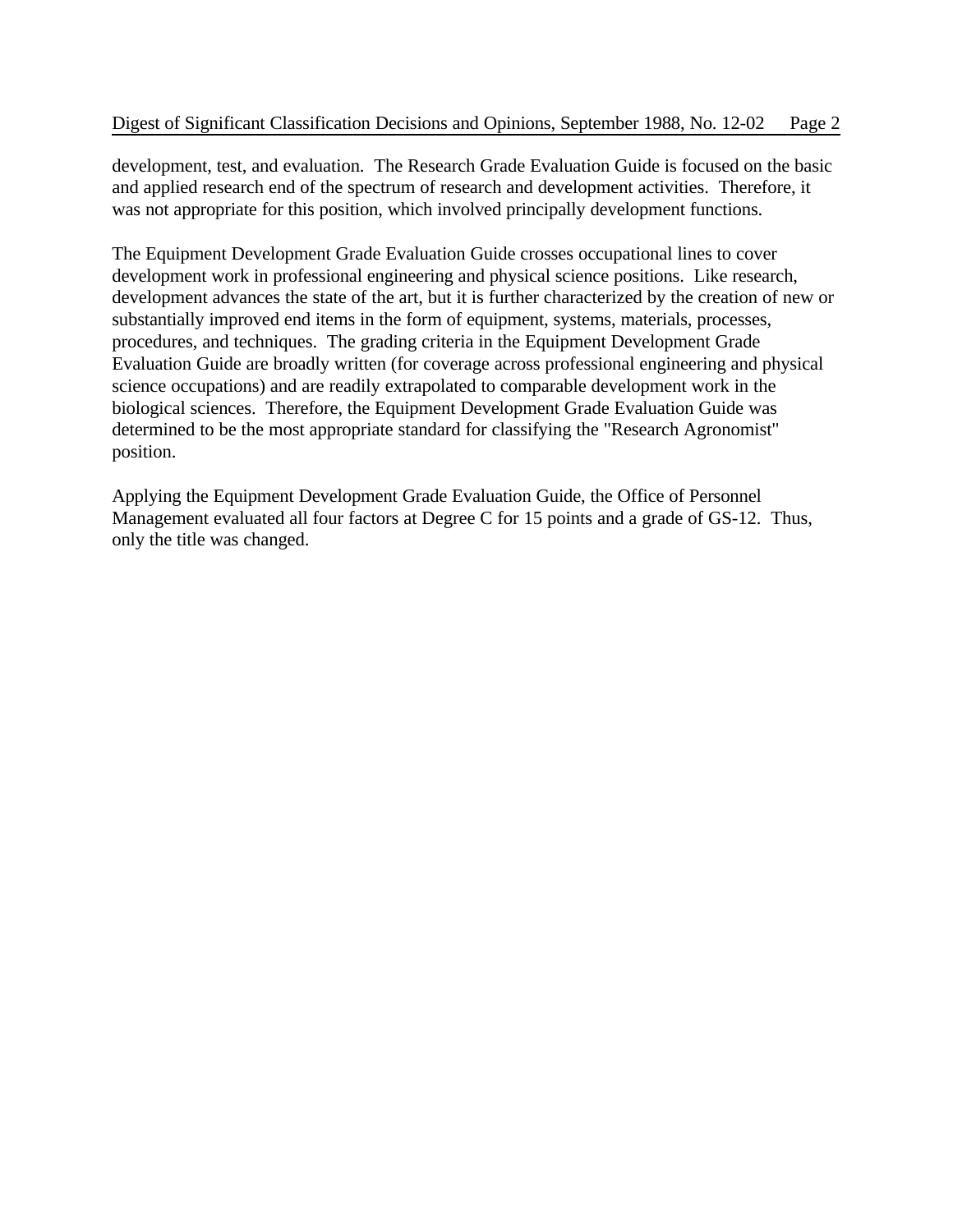development, test, and evaluation. The Research Grade Evaluation Guide is focused on the basic and applied research end of the spectrum of research and development activities. Therefore, it was not appropriate for this position, which involved principally development functions.

The Equipment Development Grade Evaluation Guide crosses occupational lines to cover development work in professional engineering and physical science positions. Like research, development advances the state of the art, but it is further characterized by the creation of new or substantially improved end items in the form of equipment, systems, materials, processes, procedures, and techniques. The grading criteria in the Equipment Development Grade Evaluation Guide are broadly written (for coverage across professional engineering and physical science occupations) and are readily extrapolated to comparable development work in the biological sciences. Therefore, the Equipment Development Grade Evaluation Guide was determined to be the most appropriate standard for classifying the "Research Agronomist" position.

Applying the Equipment Development Grade Evaluation Guide, the Office of Personnel Management evaluated all four factors at Degree C for 15 points and a grade of GS-12. Thus, only the title was changed.